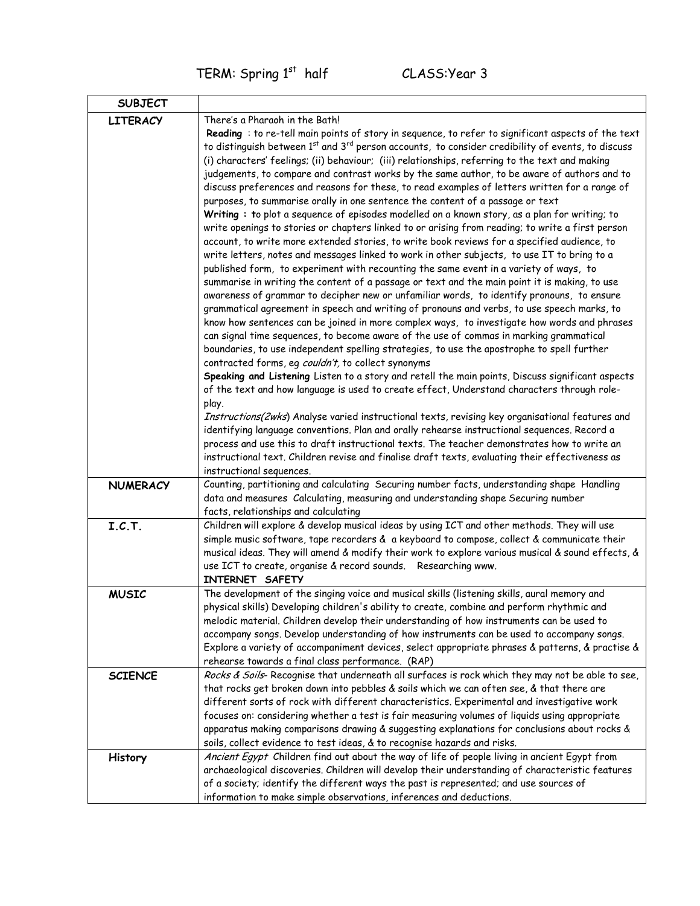TERM: Spring 1st half CLASS:Year 3

| SUBJECT | |
|---|---|
| **LITERACY** | There's a Pharaoh in the Bath!<br>**Reading** : to re-tell main points of story in sequence, to refer to significant aspects of the text to distinguish between 1st and 3rd person accounts, to consider credibility of events, to discuss (i) characters' feelings; (ii) behaviour; (iii) relationships, referring to the text and making judgements, to compare and contrast works by the same author, to be aware of authors and to discuss preferences and reasons for these, to read examples of letters written for a range of purposes, to summarise orally in one sentence the content of a passage or text<br>**Writing : t**o plot a sequence of episodes modelled on a known story, as a plan for writing; to write openings to stories or chapters linked to or arising from reading; to write a first person account, to write more extended stories, to write book reviews for a specified audience, to write letters, notes and messages linked to work in other subjects, to use IT to bring to a published form, to experiment with recounting the same event in a variety of ways, to summarise in writing the content of a passage or text and the main point it is making, to use awareness of grammar to decipher new or unfamiliar words, to identify pronouns, to ensure grammatical agreement in speech and writing of pronouns and verbs, to use speech marks, to know how sentences can be joined in more complex ways, to investigate how words and phrases can signal time sequences, to become aware of the use of commas in marking grammatical boundaries, to use independent spelling strategies, to use the apostrophe to spell further contracted forms, eg *couldn't,* to collect synonyms<br>**Speaking and Listening** Listen to a story and retell the main points, Discuss significant aspects of the text and how language is used to create effect, Understand characters through role-play.<br>*Instructions(2wks*) Analyse varied instructional texts, revising key organisational features and identifying language conventions. Plan and orally rehearse instructional sequences. Record a process and use this to draft instructional texts. The teacher demonstrates how to write an instructional text. Children revise and finalise draft texts, evaluating their effectiveness as instructional sequences. |
| **NUMERACY** | Counting, partitioning and calculating Securing number facts, understanding shape Handling data and measures Calculating, measuring and understanding shape Securing number facts, relationships and calculating |
| **I.C.T.** | Children will explore & develop musical ideas by using ICT and other methods. They will use simple music software, tape recorders & a keyboard to compose, collect & communicate their musical ideas. They will amend & modify their work to explore various musical & sound effects, & use ICT to create, organise & record sounds. Researching www.<br>**INTERNET SAFETY** |
| **MUSIC** | The development of the singing voice and musical skills (listening skills, aural memory and physical skills) Developing children's ability to create, combine and perform rhythmic and melodic material. Children develop their understanding of how instruments can be used to accompany songs. Develop understanding of how instruments can be used to accompany songs. Explore a variety of accompaniment devices, select appropriate phrases & patterns, & practise & rehearse towards a final class performance. (RAP) |
| **SCIENCE** | *Rocks & Soils*- Recognise that underneath all surfaces is rock which they may not be able to see, that rocks get broken down into pebbles & soils which we can often see, & that there are different sorts of rock with different characteristics. Experimental and investigative work focuses on: considering whether a test is fair measuring volumes of liquids using appropriate apparatus making comparisons drawing & suggesting explanations for conclusions about rocks & soils, collect evidence to test ideas, & to recognise hazards and risks. |
| **History** | *Ancient Egypt* Children find out about the way of life of people living in ancient Egypt from archaeological discoveries. Children will develop their understanding of characteristic features of a society; identify the different ways the past is represented; and use sources of information to make simple observations, inferences and deductions. |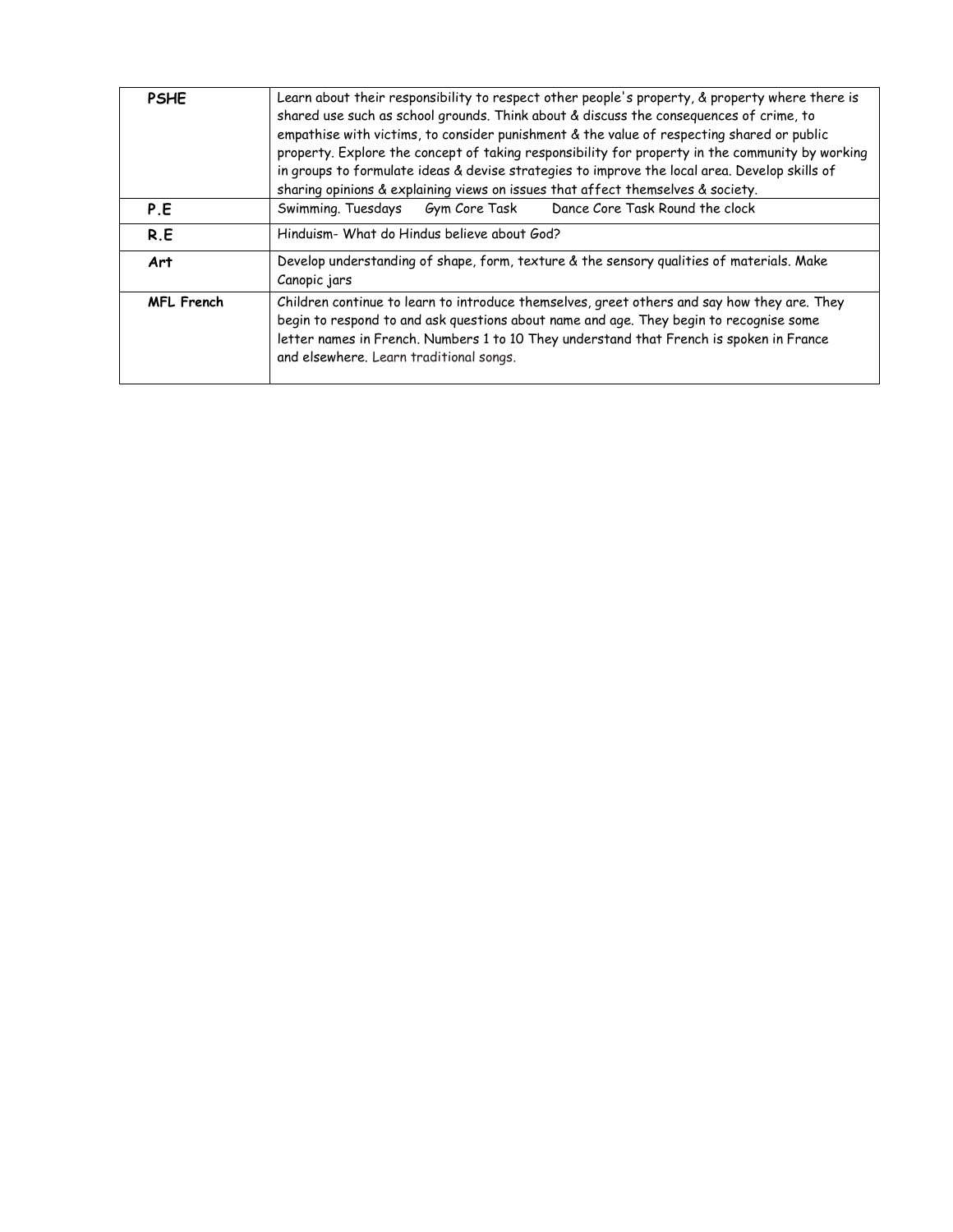| | |
|---|---|
| **PSHE** | Learn about their responsibility to respect other people's property, & property where there is shared use such as school grounds. Think about & discuss the consequences of crime, to empathise with victims, to consider punishment & the value of respecting shared or public property. Explore the concept of taking responsibility for property in the community by working in groups to formulate ideas & devise strategies to improve the local area. Develop skills of sharing opinions & explaining views on issues that affect themselves & society. |
| **P.E** | Swimming. Tuesdays Gym Core Task Dance Core Task Round the clock |
| **R.E** | Hinduism- What do Hindus believe about God? |
| **Art** | Develop understanding of shape, form, texture & the sensory qualities of materials. Make Canopic jars |
| **MFL French** | Children continue to learn to introduce themselves, greet others and say how they are. They begin to respond to and ask questions about name and age. They begin to recognise some letter names in French. Numbers 1 to 10 They understand that French is spoken in France and elsewhere. Learn traditional songs. |